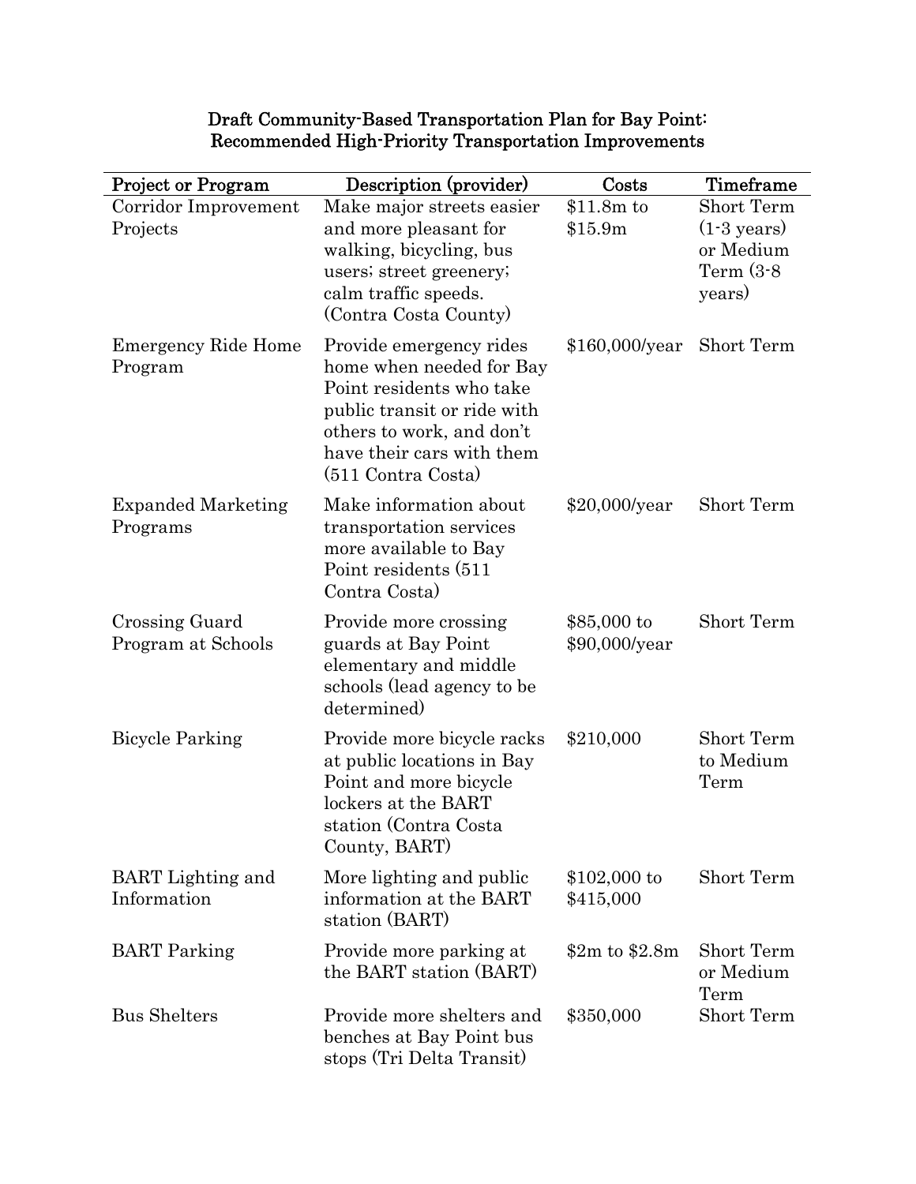# Draft Community-Based Transportation Plan for Bay Point: Recommended High-Priority Transportation Improvements

| Project or Program | Description (provider) | Costs | Timeframe |
|---|---|---|---|
| Corridor Improvement Projects | Make major streets easier and more pleasant for walking, bicycling, bus users; street greenery; calm traffic speeds. (Contra Costa County) | \$11.8m to \$15.9m | Short Term (1-3 years) or Medium Term (3-8 years) |
| Emergency Ride Home Program | Provide emergency rides home when needed for Bay Point residents who take public transit or ride with others to work, and don't have their cars with them (511 Contra Costa) | \$160,000/year | Short Term |
| Expanded Marketing Programs | Make information about transportation services more available to Bay Point residents (511 Contra Costa) | \$20,000/year | Short Term |
| Crossing Guard Program at Schools | Provide more crossing guards at Bay Point elementary and middle schools (lead agency to be determined) | \$85,000 to \$90,000/year | Short Term |
| Bicycle Parking | Provide more bicycle racks at public locations in Bay Point and more bicycle lockers at the BART station (Contra Costa County, BART) | \$210,000 | Short Term to Medium Term |
| BART Lighting and Information | More lighting and public information at the BART station (BART) | \$102,000 to \$415,000 | Short Term |
| BART Parking | Provide more parking at the BART station (BART) | \$2m to \$2.8m | Short Term or Medium Term |
| Bus Shelters | Provide more shelters and benches at Bay Point bus stops (Tri Delta Transit) | \$350,000 | Short Term |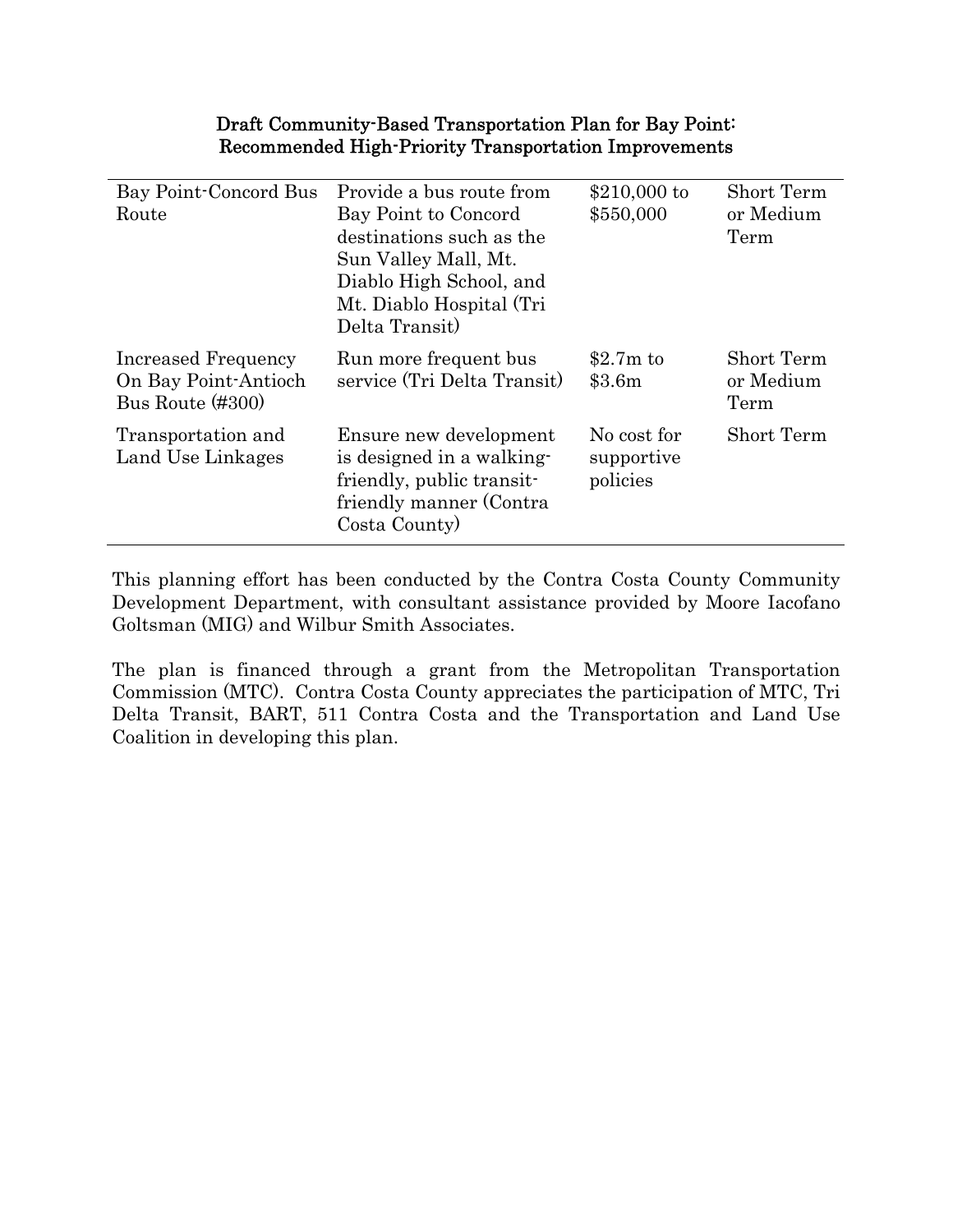**Draft Community-Based Transportation Plan for Bay Point: Recommended High-Priority Transportation Improvements**

| | | | |
|---|---|---|---|
| Bay Point-Concord Bus Route | Provide a bus route from Bay Point to Concord destinations such as the Sun Valley Mall, Mt. Diablo High School, and Mt. Diablo Hospital (Tri Delta Transit) | $210,000 to $550,000 | Short Term or Medium Term |
| Increased Frequency On Bay Point-Antioch Bus Route (#300) | Run more frequent bus service (Tri Delta Transit) | $2.7m to $3.6m | Short Term or Medium Term |
| Transportation and Land Use Linkages | Ensure new development is designed in a walking-friendly, public transit-friendly manner (Contra Costa County) | No cost for supportive policies | Short Term |

This planning effort has been conducted by the Contra Costa County Community Development Department, with consultant assistance provided by Moore Iacofano Goltsman (MIG) and Wilbur Smith Associates.

The plan is financed through a grant from the Metropolitan Transportation Commission (MTC). Contra Costa County appreciates the participation of MTC, Tri Delta Transit, BART, 511 Contra Costa and the Transportation and Land Use Coalition in developing this plan.